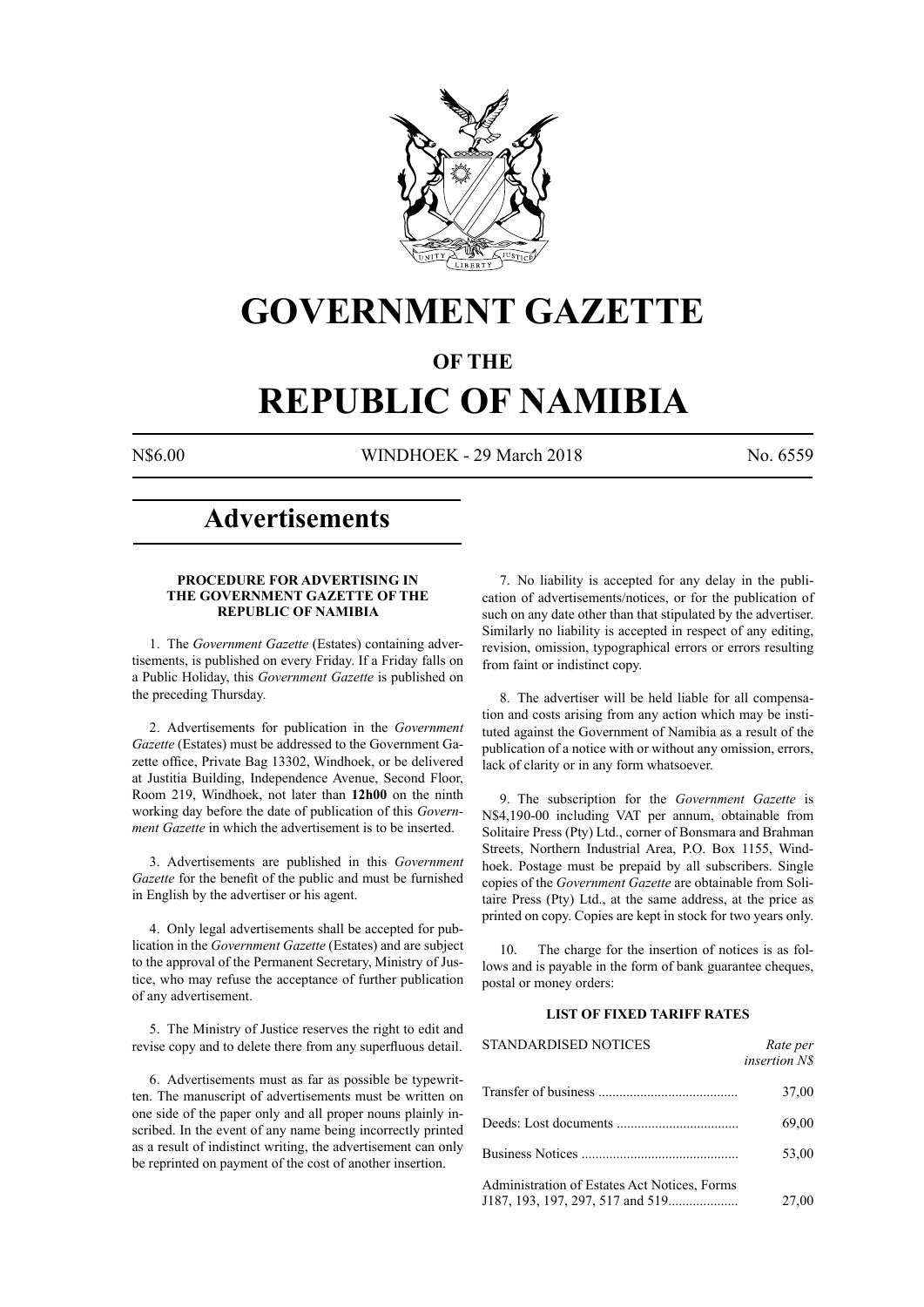# GOVERNMENT GAZETTE

## OF THE

# REPUBLIC OF NAMIBIA

N$6.00 WINDHOEK - 29 March 2018 No. 6559

## Advertisements

### PROCEDURE FOR ADVERTISING IN THE GOVERNMENT GAZETTE OF THE REPUBLIC OF NAMIBIA

1. The *Government Gazette* (Estates) containing advertisements, is published on every Friday. If a Friday falls on a Public Holiday, this *Government Gazette* is published on the preceding Thursday.

2. Advertisements for publication in the *Government Gazette* (Estates) must be addressed to the Government Gazette office, Private Bag 13302, Windhoek, or be delivered at Justitia Building, Independence Avenue, Second Floor, Room 219, Windhoek, not later than **12h00** on the ninth working day before the date of publication of this *Government Gazette* in which the advertisement is to be inserted.

3. Advertisements are published in this *Government Gazette* for the benefit of the public and must be furnished in English by the advertiser or his agent.

4. Only legal advertisements shall be accepted for publication in the *Government Gazette* (Estates) and are subject to the approval of the Permanent Secretary, Ministry of Justice, who may refuse the acceptance of further publication of any advertisement.

5. The Ministry of Justice reserves the right to edit and revise copy and to delete there from any superfluous detail.

6. Advertisements must as far as possible be typewritten. The manuscript of advertisements must be written on one side of the paper only and all proper nouns plainly inscribed. In the event of any name being incorrectly printed as a result of indistinct writing, the advertisement can only be reprinted on payment of the cost of another insertion.

7. No liability is accepted for any delay in the publication of advertisements/notices, or for the publication of such on any date other than that stipulated by the advertiser. Similarly no liability is accepted in respect of any editing, revision, omission, typographical errors or errors resulting from faint or indistinct copy.

8. The advertiser will be held liable for all compensation and costs arising from any action which may be instituted against the Government of Namibia as a result of the publication of a notice with or without any omission, errors, lack of clarity or in any form whatsoever.

9. The subscription for the *Government Gazette* is N$4,190-00 including VAT per annum, obtainable from Solitaire Press (Pty) Ltd., corner of Bonsmara and Brahman Streets, Northern Industrial Area, P.O. Box 1155, Windhoek. Postage must be prepaid by all subscribers. Single copies of the *Government Gazette* are obtainable from Solitaire Press (Pty) Ltd., at the same address, at the price as printed on copy. Copies are kept in stock for two years only.

10. The charge for the insertion of notices is as follows and is payable in the form of bank guarantee cheques, postal or money orders:

### LIST OF FIXED TARIFF RATES

| STANDARDISED NOTICES | *Rate per insertion N$* |
|---|---|
| Transfer of business | 37,00 |
| Deeds: Lost documents | 69,00 |
| Business Notices | 53,00 |
| Administration of Estates Act Notices, Forms J187, 193, 197, 297, 517 and 519 | 27,00 |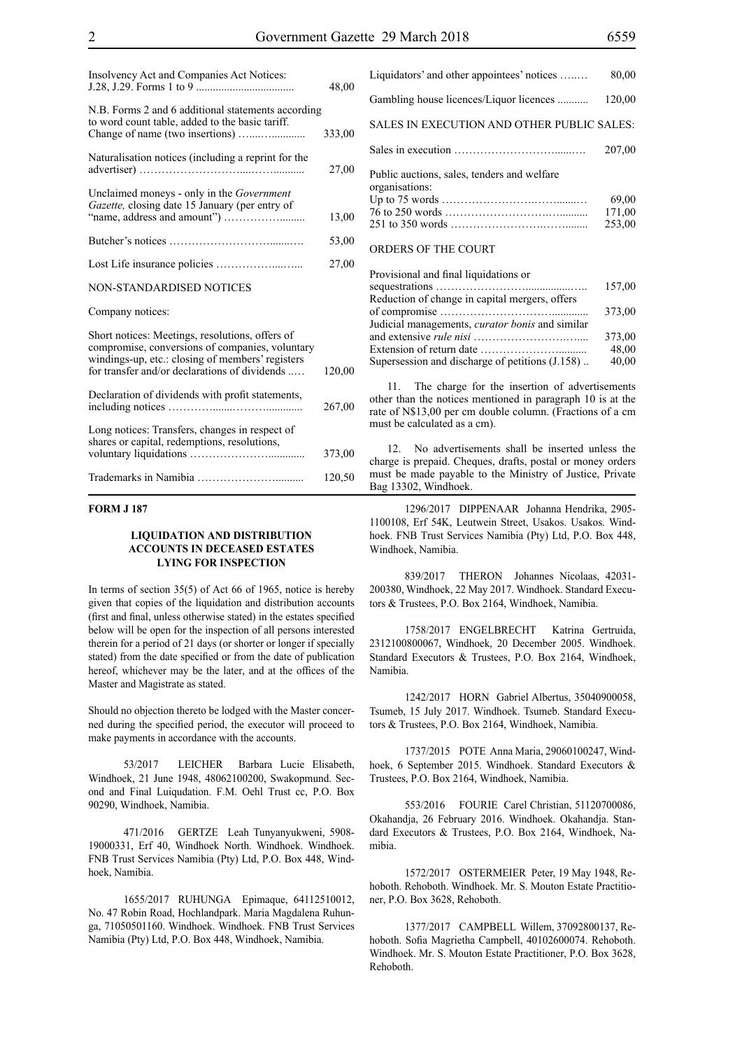| | |
|---|---|
| Insolvency Act and Companies Act Notices: J.28, J.29. Forms 1 to 9 | 48,00 |
| N.B. Forms 2 and 6 additional statements according to word count table, added to the basic tariff. Change of name (two insertions) | 333,00 |
| Naturalisation notices (including a reprint for the advertiser) | 27,00 |
| Unclaimed moneys - only in the *Government Gazette,* closing date 15 January (per entry of "name, address and amount") | 13,00 |
| Butcher's notices | 53,00 |
| Lost Life insurance policies | 27,00 |

NON-STANDARDISED NOTICES

Company notices:

| | |
|---|---|
| Short notices: Meetings, resolutions, offers of compromise, conversions of companies, voluntary windings-up, etc.: closing of members' registers for transfer and/or declarations of dividends | 120,00 |
| Declaration of dividends with profit statements, including notices | 267,00 |
| Long notices: Transfers, changes in respect of shares or capital, redemptions, resolutions, voluntary liquidations | 373,00 |
| Trademarks in Namibia | 120,50 |
| Liquidators' and other appointees' notices | 80,00 |
| Gambling house licences/Liquor licences | 120,00 |

SALES IN EXECUTION AND OTHER PUBLIC SALES:

| | |
|---|---|
| Sales in execution | 207,00 |
| Public auctions, sales, tenders and welfare organisations: | |
| Up to 75 words | 69,00 |
| 76 to 250 words | 171,00 |
| 251 to 350 words | 253,00 |

ORDERS OF THE COURT

| | |
|---|---|
| Provisional and final liquidations or sequestrations | 157,00 |
| Reduction of change in capital mergers, offers of compromise | 373,00 |
| Judicial managements, *curator bonis* and similar and extensive *rule nisi* | 373,00 |
| Extension of return date | 48,00 |
| Supersession and discharge of petitions (J.158) | 40,00 |

11. The charge for the insertion of advertisements other than the notices mentioned in paragraph 10 is at the rate of N$13,00 per cm double column. (Fractions of a cm must be calculated as a cm).

12. No advertisements shall be inserted unless the charge is prepaid. Cheques, drafts, postal or money orders must be made payable to the Ministry of Justice, Private Bag 13302, Windhoek.

**FORM J 187**

### LIQUIDATION AND DISTRIBUTION ACCOUNTS IN DECEASED ESTATES LYING FOR INSPECTION

In terms of section 35(5) of Act 66 of 1965, notice is hereby given that copies of the liquidation and distribution accounts (first and final, unless otherwise stated) in the estates specified below will be open for the inspection of all persons interested therein for a period of 21 days (or shorter or longer if specially stated) from the date specified or from the date of publication hereof, whichever may be the later, and at the offices of the Master and Magistrate as stated.

Should no objection thereto be lodged with the Master concerned during the specified period, the executor will proceed to make payments in accordance with the accounts.

53/2017 LEICHER Barbara Lucie Elisabeth, Windhoek, 21 June 1948, 48062100200, Swakopmund. Second and Final Luiqudation. F.M. Oehl Trust cc, P.O. Box 90290, Windhoek, Namibia.

471/2016 GERTZE Leah Tunyanyukweni, 5908-19000331, Erf 40, Windhoek North. Windhoek. Windhoek. FNB Trust Services Namibia (Pty) Ltd, P.O. Box 448, Windhoek, Namibia.

1655/2017 RUHUNGA Epimaque, 64112510012, No. 47 Robin Road, Hochlandpark. Maria Magdalena Ruhunga, 71050501160. Windhoek. Windhoek. FNB Trust Services Namibia (Pty) Ltd, P.O. Box 448, Windhoek, Namibia.

1296/2017 DIPPENAAR Johanna Hendrika, 2905-1100108, Erf 54K, Leutwein Street, Usakos. Usakos. Windhoek. FNB Trust Services Namibia (Pty) Ltd, P.O. Box 448, Windhoek, Namibia.

839/2017 THERON Johannes Nicolaas, 42031-200380, Windhoek, 22 May 2017. Windhoek. Standard Executors & Trustees, P.O. Box 2164, Windhoek, Namibia.

1758/2017 ENGELBRECHT Katrina Gertruida, 2312100800067, Windhoek, 20 December 2005. Windhoek. Standard Executors & Trustees, P.O. Box 2164, Windhoek, Namibia.

1242/2017 HORN Gabriel Albertus, 35040900058, Tsumeb, 15 July 2017. Windhoek. Tsumeb. Standard Executors & Trustees, P.O. Box 2164, Windhoek, Namibia.

1737/2015 POTE Anna Maria, 29060100247, Windhoek, 6 September 2015. Windhoek. Standard Executors & Trustees, P.O. Box 2164, Windhoek, Namibia.

553/2016 FOURIE Carel Christian, 51120700086, Okahandja, 26 February 2016. Windhoek. Okahandja. Standard Executors & Trustees, P.O. Box 2164, Windhoek, Namibia.

1572/2017 OSTERMEIER Peter, 19 May 1948, Rehoboth. Rehoboth. Windhoek. Mr. S. Mouton Estate Practitioner, P.O. Box 3628, Rehoboth.

1377/2017 CAMPBELL Willem, 37092800137, Rehoboth. Sofia Magrietha Campbell, 40102600074. Rehoboth. Windhoek. Mr. S. Mouton Estate Practitioner, P.O. Box 3628, Rehoboth.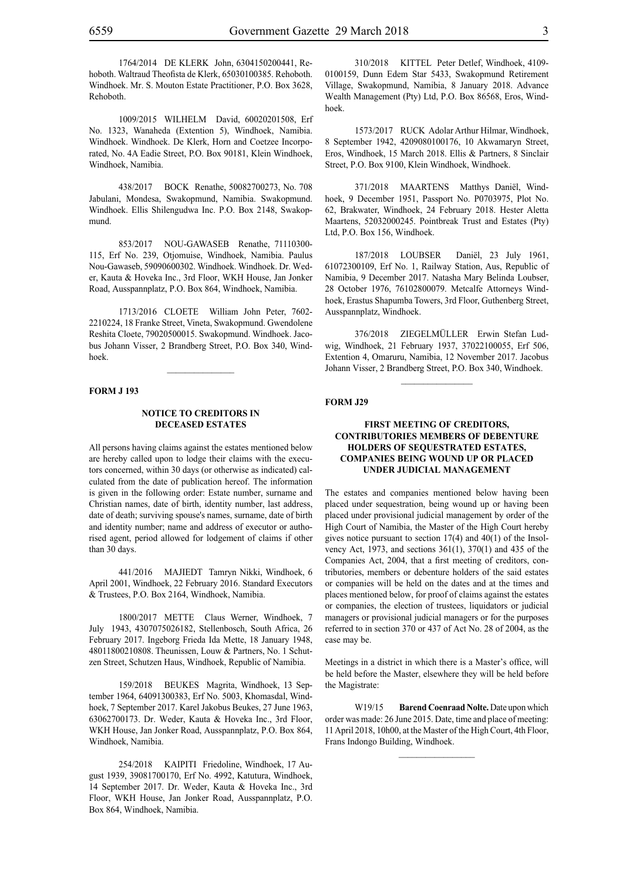1764/2014 DE KLERK John, 6304150200441, Rehoboth. Waltraud Theofista de Klerk, 65030100385. Rehoboth. Windhoek. Mr. S. Mouton Estate Practitioner, P.O. Box 3628, Rehoboth.

1009/2015 WILHELM David, 60020201508, Erf No. 1323, Wanaheda (Extention 5), Windhoek, Namibia. Windhoek. Windhoek. De Klerk, Horn and Coetzee Incorporated, No. 4A Eadie Street, P.O. Box 90181, Klein Windhoek, Windhoek, Namibia.

438/2017 BOCK Renathe, 50082700273, No. 708 Jabulani, Mondesa, Swakopmund, Namibia. Swakopmund. Windhoek. Ellis Shilengudwa Inc. P.O. Box 2148, Swakopmund.

853/2017 NOU-GAWASEB Renathe, 71110300-115, Erf No. 239, Otjomuise, Windhoek, Namibia. Paulus Nou-Gawaseb, 59090600302. Windhoek. Windhoek. Dr. Weder, Kauta & Hoveka Inc., 3rd Floor, WKH House, Jan Jonker Road, Ausspannplatz, P.O. Box 864, Windhoek, Namibia.

1713/2016 CLOETE William John Peter, 7602-2210224, 18 Franke Street, Vineta, Swakopmund. Gwendolene Reshita Cloete, 79020500015. Swakopmund. Windhoek. Jacobus Johann Visser, 2 Brandberg Street, P.O. Box 340, Windhoek.

**FORM J 193**

**NOTICE TO CREDITORS IN DECEASED ESTATES**

All persons having claims against the estates mentioned below are hereby called upon to lodge their claims with the executors concerned, within 30 days (or otherwise as indicated) calculated from the date of publication hereof. The information is given in the following order: Estate number, surname and Christian names, date of birth, identity number, last address, date of death; surviving spouse's names, surname, date of birth and identity number; name and address of executor or authorised agent, period allowed for lodgement of claims if other than 30 days.

441/2016 MAJIEDT Tamryn Nikki, Windhoek, 6 April 2001, Windhoek, 22 February 2016. Standard Executors & Trustees, P.O. Box 2164, Windhoek, Namibia.

1800/2017 METTE Claus Werner, Windhoek, 7 July 1943, 4307075026182, Stellenbosch, South Africa, 26 February 2017. Ingeborg Frieda Ida Mette, 18 January 1948, 48011800210808. Theunissen, Louw & Partners, No. 1 Schutzen Street, Schutzen Haus, Windhoek, Republic of Namibia.

159/2018 BEUKES Magrita, Windhoek, 13 September 1964, 64091300383, Erf No. 5003, Khomasdal, Windhoek, 7 September 2017. Karel Jakobus Beukes, 27 June 1963, 63062700173. Dr. Weder, Kauta & Hoveka Inc., 3rd Floor, WKH House, Jan Jonker Road, Ausspannplatz, P.O. Box 864, Windhoek, Namibia.

254/2018 KAIPITI Friedoline, Windhoek, 17 August 1939, 39081700170, Erf No. 4992, Katutura, Windhoek, 14 September 2017. Dr. Weder, Kauta & Hoveka Inc., 3rd Floor, WKH House, Jan Jonker Road, Ausspannplatz, P.O. Box 864, Windhoek, Namibia.

310/2018 KITTEL Peter Detlef, Windhoek, 4109-0100159, Dunn Edem Star 5433, Swakopmund Retirement Village, Swakopmund, Namibia, 8 January 2018. Advance Wealth Management (Pty) Ltd, P.O. Box 86568, Eros, Windhoek.

1573/2017 RUCK Adolar Arthur Hilmar, Windhoek, 8 September 1942, 4209080100176, 10 Akwamaryn Street, Eros, Windhoek, 15 March 2018. Ellis & Partners, 8 Sinclair Street, P.O. Box 9100, Klein Windhoek, Windhoek.

371/2018 MAARTENS Matthys Daniël, Windhoek, 9 December 1951, Passport No. P0703975, Plot No. 62, Brakwater, Windhoek, 24 February 2018. Hester Aletta Maartens, 52032000245. Pointbreak Trust and Estates (Pty) Ltd, P.O. Box 156, Windhoek.

187/2018 LOUBSER Daniël, 23 July 1961, 61072300109, Erf No. 1, Railway Station, Aus, Republic of Namibia, 9 December 2017. Natasha Mary Belinda Loubser, 28 October 1976, 76102800079. Metcalfe Attorneys Windhoek, Erastus Shapumba Towers, 3rd Floor, Guthenberg Street, Ausspannplatz, Windhoek.

376/2018 ZIEGELMÜLLER Erwin Stefan Ludwig, Windhoek, 21 February 1937, 37022100055, Erf 506, Extention 4, Omaruru, Namibia, 12 November 2017. Jacobus Johann Visser, 2 Brandberg Street, P.O. Box 340, Windhoek.

**FORM J29**

**FIRST MEETING OF CREDITORS, CONTRIBUTORIES MEMBERS OF DEBENTURE HOLDERS OF SEQUESTRATED ESTATES, COMPANIES BEING WOUND UP OR PLACED UNDER JUDICIAL MANAGEMENT**

The estates and companies mentioned below having been placed under sequestration, being wound up or having been placed under provisional judicial management by order of the High Court of Namibia, the Master of the High Court hereby gives notice pursuant to section 17(4) and 40(1) of the Insolvency Act, 1973, and sections 361(1), 370(1) and 435 of the Companies Act, 2004, that a first meeting of creditors, contributories, members or debenture holders of the said estates or companies will be held on the dates and at the times and places mentioned below, for proof of claims against the estates or companies, the election of trustees, liquidators or judicial managers or provisional judicial managers or for the purposes referred to in section 370 or 437 of Act No. 28 of 2004, as the case may be.

Meetings in a district in which there is a Master's office, will be held before the Master, elsewhere they will be held before the Magistrate:

W19/15 **Barend Coenraad Nolte.** Date upon which order was made: 26 June 2015. Date, time and place of meeting: 11 April 2018, 10h00, at the Master of the High Court, 4th Floor, Frans Indongo Building, Windhoek.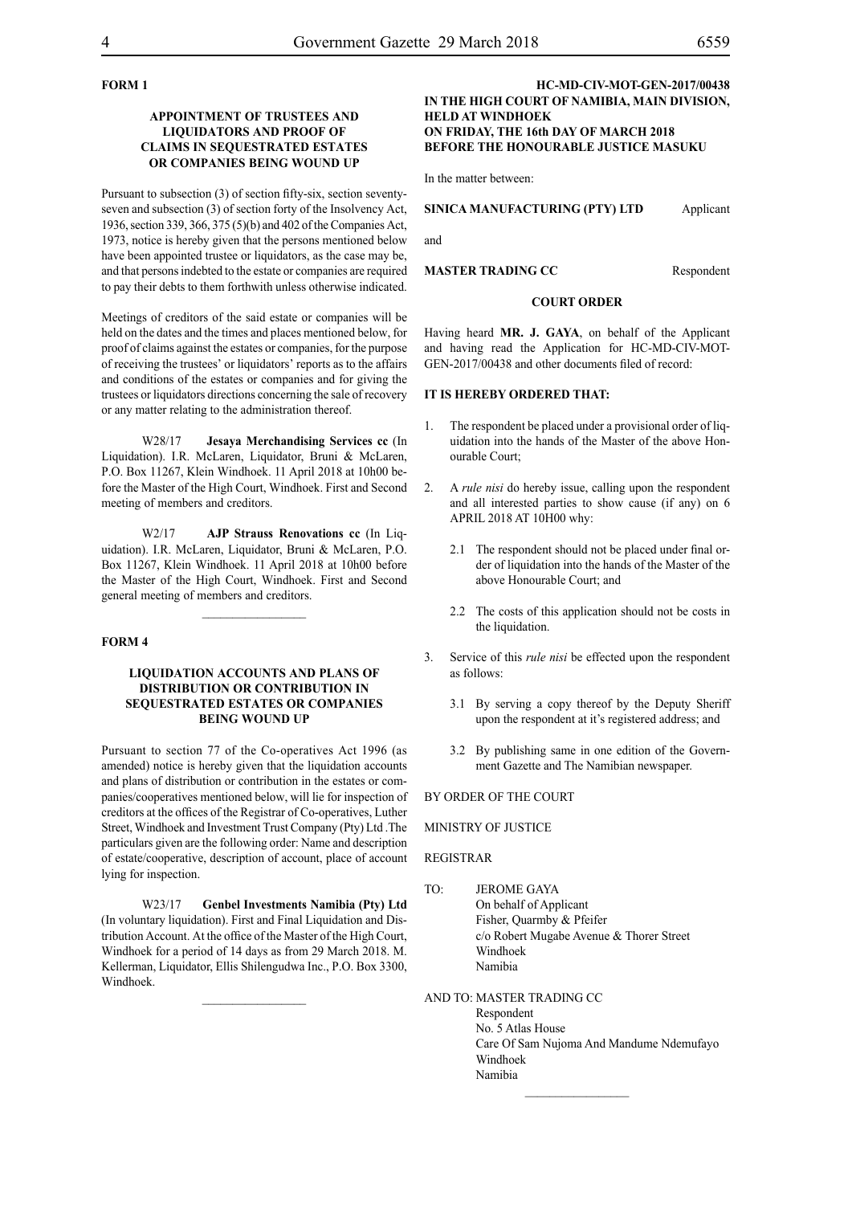**FORM 1**

**APPOINTMENT OF TRUSTEES AND LIQUIDATORS AND PROOF OF CLAIMS IN SEQUESTRATED ESTATES OR COMPANIES BEING WOUND UP**

Pursuant to subsection (3) of section fifty-six, section seventy-seven and subsection (3) of section forty of the Insolvency Act, 1936, section 339, 366, 375 (5)(b) and 402 of the Companies Act, 1973, notice is hereby given that the persons mentioned below have been appointed trustee or liquidators, as the case may be, and that persons indebted to the estate or companies are required to pay their debts to them forthwith unless otherwise indicated.

Meetings of creditors of the said estate or companies will be held on the dates and the times and places mentioned below, for proof of claims against the estates or companies, for the purpose of receiving the trustees' or liquidators' reports as to the affairs and conditions of the estates or companies and for giving the trustees or liquidators directions concerning the sale of recovery or any matter relating to the administration thereof.

W28/17 **Jesaya Merchandising Services cc** (In Liquidation). I.R. McLaren, Liquidator, Bruni & McLaren, P.O. Box 11267, Klein Windhoek. 11 April 2018 at 10h00 before the Master of the High Court, Windhoek. First and Second meeting of members and creditors.

W2/17 **AJP Strauss Renovations cc** (In Liquidation). I.R. McLaren, Liquidator, Bruni & McLaren, P.O. Box 11267, Klein Windhoek. 11 April 2018 at 10h00 before the Master of the High Court, Windhoek. First and Second general meeting of members and creditors.

---

**FORM 4**

**LIQUIDATION ACCOUNTS AND PLANS OF DISTRIBUTION OR CONTRIBUTION IN SEQUESTRATED ESTATES OR COMPANIES BEING WOUND UP**

Pursuant to section 77 of the Co-operatives Act 1996 (as amended) notice is hereby given that the liquidation accounts and plans of distribution or contribution in the estates or companies/cooperatives mentioned below, will lie for inspection of creditors at the offices of the Registrar of Co-operatives, Luther Street, Windhoek and Investment Trust Company (Pty) Ltd .The particulars given are the following order: Name and description of estate/cooperative, description of account, place of account lying for inspection.

W23/17 **Genbel Investments Namibia (Pty) Ltd** (In voluntary liquidation). First and Final Liquidation and Distribution Account. At the office of the Master of the High Court, Windhoek for a period of 14 days as from 29 March 2018. M. Kellerman, Liquidator, Ellis Shilengudwa Inc., P.O. Box 3300, Windhoek.

---

**HC-MD-CIV-MOT-GEN-2017/00438**
**IN THE HIGH COURT OF NAMIBIA, MAIN DIVISION, HELD AT WINDHOEK**
**ON FRIDAY, THE 16th DAY OF MARCH 2018**
**BEFORE THE HONOURABLE JUSTICE MASUKU**

In the matter between:

**SINICA MANUFACTURING (PTY) LTD** Applicant

and

**MASTER TRADING CC** Respondent

**COURT ORDER**

Having heard **MR. J. GAYA**, on behalf of the Applicant and having read the Application for HC-MD-CIV-MOT-GEN-2017/00438 and other documents filed of record:

**IT IS HEREBY ORDERED THAT:**

1. The respondent be placed under a provisional order of liquidation into the hands of the Master of the above Honourable Court;

2. A *rule nisi* do hereby issue, calling upon the respondent and all interested parties to show cause (if any) on 6 APRIL 2018 AT 10H00 why:

   2.1 The respondent should not be placed under final order of liquidation into the hands of the Master of the above Honourable Court; and

   2.2 The costs of this application should not be costs in the liquidation.

3. Service of this *rule nisi* be effected upon the respondent as follows:

   3.1 By serving a copy thereof by the Deputy Sheriff upon the respondent at it's registered address; and

   3.2 By publishing same in one edition of the Government Gazette and The Namibian newspaper.

BY ORDER OF THE COURT

MINISTRY OF JUSTICE

REGISTRAR

TO: JEROME GAYA
On behalf of Applicant
Fisher, Quarmby & Pfeifer
c/o Robert Mugabe Avenue & Thorer Street
Windhoek
Namibia

AND TO: MASTER TRADING CC
Respondent
No. 5 Atlas House
Care Of Sam Nujoma And Mandume Ndemufayo
Windhoek
Namibia

---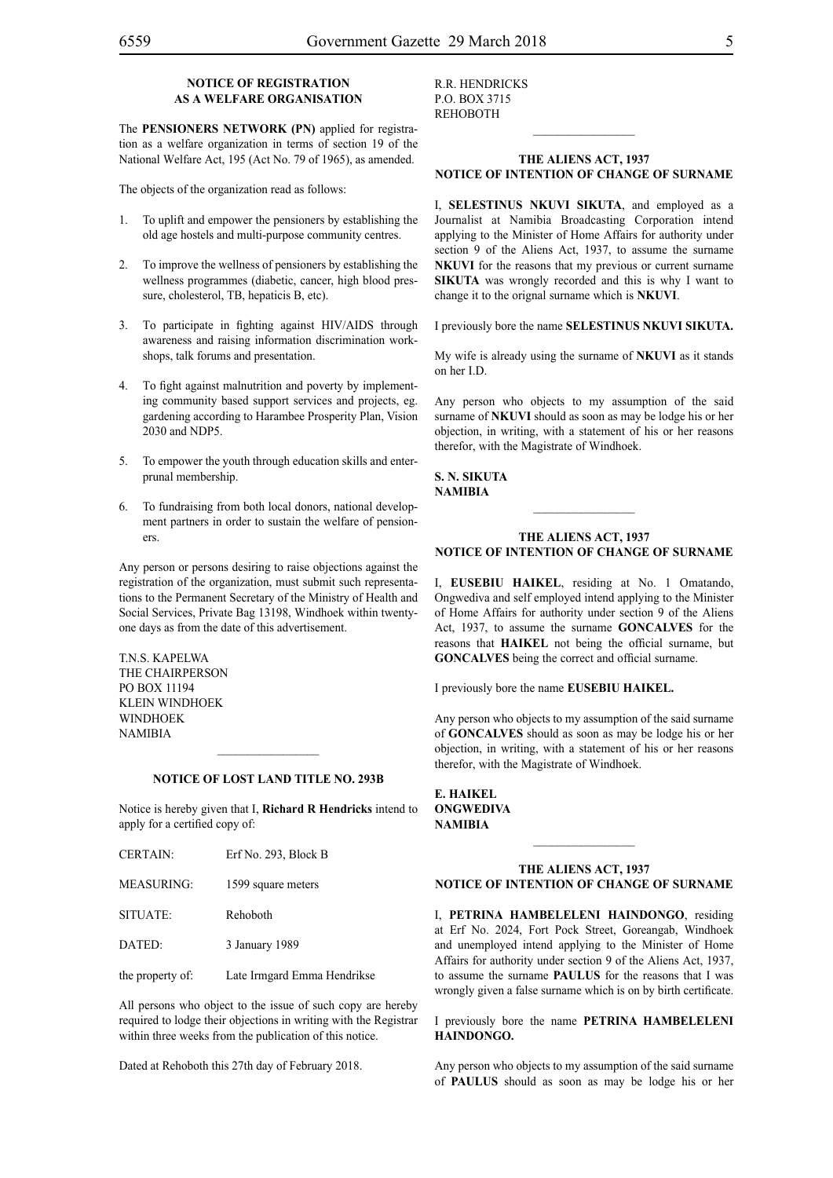### NOTICE OF REGISTRATION AS A WELFARE ORGANISATION

The **PENSIONERS NETWORK (PN)** applied for registration as a welfare organization in terms of section 19 of the National Welfare Act, 195 (Act No. 79 of 1965), as amended.

The objects of the organization read as follows:

1. To uplift and empower the pensioners by establishing the old age hostels and multi-purpose community centres.
2. To improve the wellness of pensioners by establishing the wellness programmes (diabetic, cancer, high blood pressure, cholesterol, TB, hepaticis B, etc).
3. To participate in fighting against HIV/AIDS through awareness and raising information discrimination workshops, talk forums and presentation.
4. To fight against malnutrition and poverty by implementing community based support services and projects, eg. gardening according to Harambee Prosperity Plan, Vision 2030 and NDP5.
5. To empower the youth through education skills and enterprunal membership.
6. To fundraising from both local donors, national development partners in order to sustain the welfare of pensioners.

Any person or persons desiring to raise objections against the registration of the organization, must submit such representations to the Permanent Secretary of the Ministry of Health and Social Services, Private Bag 13198, Windhoek within twenty-one days as from the date of this advertisement.

T.N.S. KAPELWA
THE CHAIRPERSON
PO BOX 11194
KLEIN WINDHOEK
WINDHOEK
NAMIBIA

---

### NOTICE OF LOST LAND TITLE NO. 293B

Notice is hereby given that I, **Richard R Hendricks** intend to apply for a certified copy of:

| | |
|---|---|
| CERTAIN: | Erf No. 293, Block B |
| MEASURING: | 1599 square meters |
| SITUATE: | Rehoboth |
| DATED: | 3 January 1989 |
| the property of: | Late Irmgard Emma Hendrikse |

All persons who object to the issue of such copy are hereby required to lodge their objections in writing with the Registrar within three weeks from the publication of this notice.

Dated at Rehoboth this 27th day of February 2018.

R.R. HENDRICKS
P.O. BOX 3715
REHOBOTH

---

### THE ALIENS ACT, 1937
### NOTICE OF INTENTION OF CHANGE OF SURNAME

I, **SELESTINUS NKUVI SIKUTA**, and employed as a Journalist at Namibia Broadcasting Corporation intend applying to the Minister of Home Affairs for authority under section 9 of the Aliens Act, 1937, to assume the name **NKUVI** for the reasons that my previous or current surname **SIKUTA** was wrongly recorded and this is why I want to change it to the orignal surname which is **NKUVI**.

I previously bore the name **SELESTINUS NKUVI SIKUTA.**

My wife is already using the surname of **NKUVI** as it stands on her I.D.

Any person who objects to my assumption of the said surname of **NKUVI** should as soon as may be lodge his or her objection, in writing, with a statement of his or her reasons therefor, with the Magistrate of Windhoek.

**S. N. SIKUTA**
**NAMIBIA**

---

### THE ALIENS ACT, 1937
### NOTICE OF INTENTION OF CHANGE OF SURNAME

I, **EUSEBIU HAIKEL**, residing at No. 1 Omatando, Ongwediva and self employed intend applying to the Minister of Home Affairs for authority under section 9 of the Aliens Act, 1937, to assume the surname **GONCALVES** for the reasons that **HAIKEL** not being the official surname, but **GONCALVES** being the correct and official surname.

I previously bore the name **EUSEBIU HAIKEL.**

Any person who objects to my assumption of the said surname of **GONCALVES** should as soon as may be lodge his or her objection, in writing, with a statement of his or her reasons therefor, with the Magistrate of Windhoek.

**E. HAIKEL**
**ONGWEDIVA**
**NAMIBIA**

---

### THE ALIENS ACT, 1937
### NOTICE OF INTENTION OF CHANGE OF SURNAME

I, **PETRINA HAMBELELENI HAINDONGO**, residing at Erf No. 2024, Fort Pock Street, Goreangab, Windhoek and unemployed intend applying to the Minister of Home Affairs for authority under section 9 of the Aliens Act, 1937, to assume the surname **PAULUS** for the reasons that I was wrongly given a false surname which is on by birth certificate.

I previously bore the name **PETRINA HAMBELELENI HAINDONGO.**

Any person who objects to my assumption of the said surname of **PAULUS** should as soon as may be lodge his or her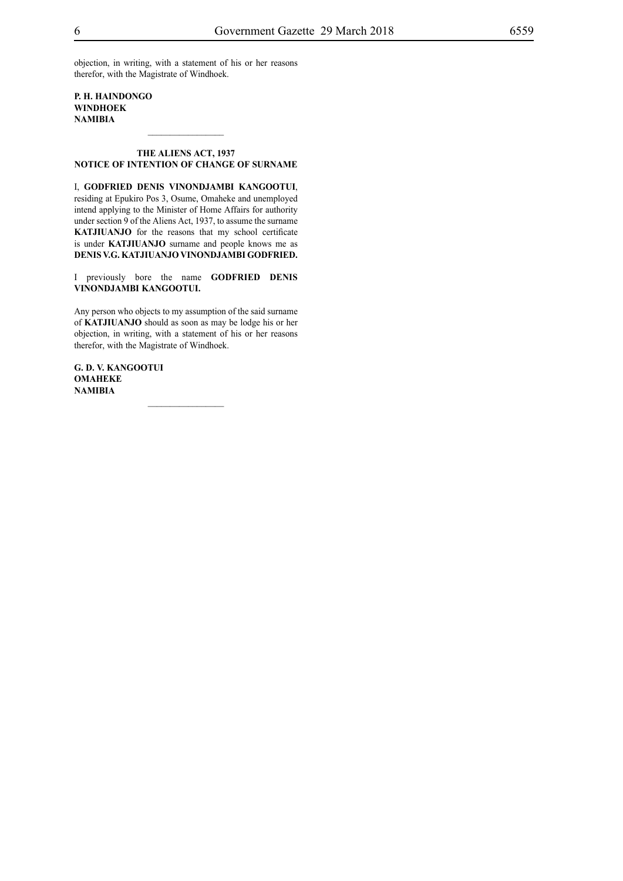objection, in writing, with a statement of his or her reasons therefor, with the Magistrate of Windhoek.

**P. H. HAINDONGO**
**WINDHOEK**
**NAMIBIA**

---

**THE ALIENS ACT, 1937**
**NOTICE OF INTENTION OF CHANGE OF SURNAME**

I, **GODFRIED DENIS VINONDJAMBI KANGOOTUI**, residing at Epukiro Pos 3, Osume, Omaheke and unemployed intend applying to the Minister of Home Affairs for authority under section 9 of the Aliens Act, 1937, to assume the surname **KATJIUANJO** for the reasons that my school certificate is under **KATJIUANJO** surname and people knows me as **DENIS V.G. KATJIUANJO VINONDJAMBI GODFRIED.**

I previously bore the name **GODFRIED DENIS VINONDJAMBI KANGOOTUI.**

Any person who objects to my assumption of the said surname of **KATJIUANJO** should as soon as may be lodge his or her objection, in writing, with a statement of his or her reasons therefor, with the Magistrate of Windhoek.

**G. D. V. KANGOOTUI**
**OMAHEKE**
**NAMIBIA**

---